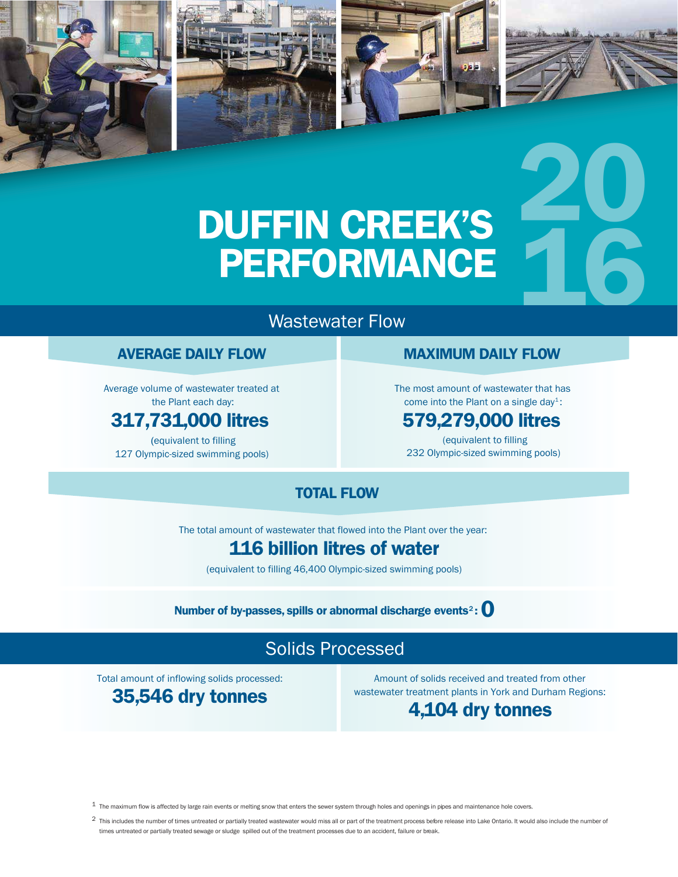# DUFFIN CREEK'S PERFORMANCE 2016

## Wastewater Flow

### AVERAGE DAILY FLOW

Average volume of wastewater treated at the Plant each day:

**317,731,000 litres**

(equivalent to filling 127 Olympic-sized swimming pools)

### MAXIMUM DAILY FLOW

The most amount of wastewater that has come into the Plant on a single day[1]:

**579,279,000 litres**

(equivalent to filling 232 Olympic-sized swimming pools)

### TOTAL FLOW

The total amount of wastewater that flowed into the Plant over the year:

**116 billion litres of water**

(equivalent to filling 46,400 Olympic-sized swimming pools)

**Number of by-passes, spills or abnormal discharge events[2]: 0**

## Solids Processed

Total amount of inflowing solids processed:

**35,546 dry tonnes**

Amount of solids received and treated from other wastewater treatment plants in York and Durham Regions:

**4,104 dry tonnes**

---

[1] The maximum flow is affected by large rain events or melting snow that enters the sewer system through holes and openings in pipes and maintenance hole covers.

[2] This includes the number of times untreated or partially treated wastewater would miss all or part of the treatment process before release into Lake Ontario. It would also include the number of times untreated or partially treated sewage or sludge spilled out of the treatment processes due to an accident, failure or break.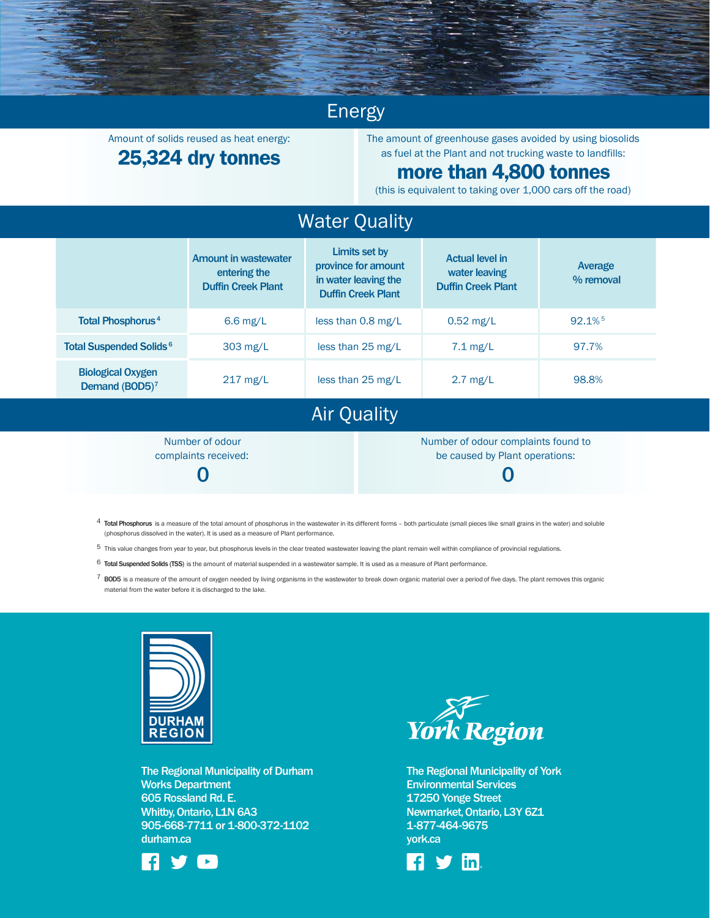## Energy

Amount of solids reused as heat energy:

**25,324 dry tonnes**

The amount of greenhouse gases avoided by using biosolids as fuel at the Plant and not trucking waste to landfills:

**more than 4,800 tonnes**

(this is equivalent to taking over 1,000 cars off the road)

## Water Quality

| | Amount in wastewater entering the Duffin Creek Plant | Limits set by province for amount in water leaving the Duffin Creek Plant | Actual level in water leaving Duffin Creek Plant | Average % removal |
|---|---|---|---|---|
| Total Phosphorus[4] | 6.6 mg/L | less than 0.8 mg/L | 0.52 mg/L | 92.1%[5] |
| Total Suspended Solids[6] | 303 mg/L | less than 25 mg/L | 7.1 mg/L | 97.7% |
| Biological Oxygen Demand (BOD5)[7] | 217 mg/L | less than 25 mg/L | 2.7 mg/L | 98.8% |

## Air Quality

Number of odour complaints received:

**0**

Number of odour complaints found to be caused by Plant operations:

**0**

[4] **Total Phosphorus** is a measure of the total amount of phosphorus in the wastewater in its different forms – both particulate (small pieces like small grains in the water) and soluble (phosphorus dissolved in the water). It is used as a measure of Plant performance.

[5] This value changes from year to year, but phosphorus levels in the clear treated wastewater leaving the plant remain well within compliance of provincial regulations.

[6] **Total Suspended Solids (TSS)** is the amount of material suspended in a wastewater sample. It is used as a measure of Plant performance.

[7] **BOD5** is a measure of the amount of oxygen needed by living organisms in the wastewater to break down organic material over a period of five days. The plant removes this organic material from the water before it is discharged to the lake.

DURHAM REGION

**The Regional Municipality of Durham**
**Works Department**
**605 Rossland Rd. E.**
**Whitby, Ontario, L1N 6A3**
**905-668-7711 or 1-800-372-1102**
**durham.ca**

York Region

**The Regional Municipality of York**
**Environmental Services**
**17250 Yonge Street**
**Newmarket, Ontario, L3Y 6Z1**
**1-877-464-9675**
**york.ca**